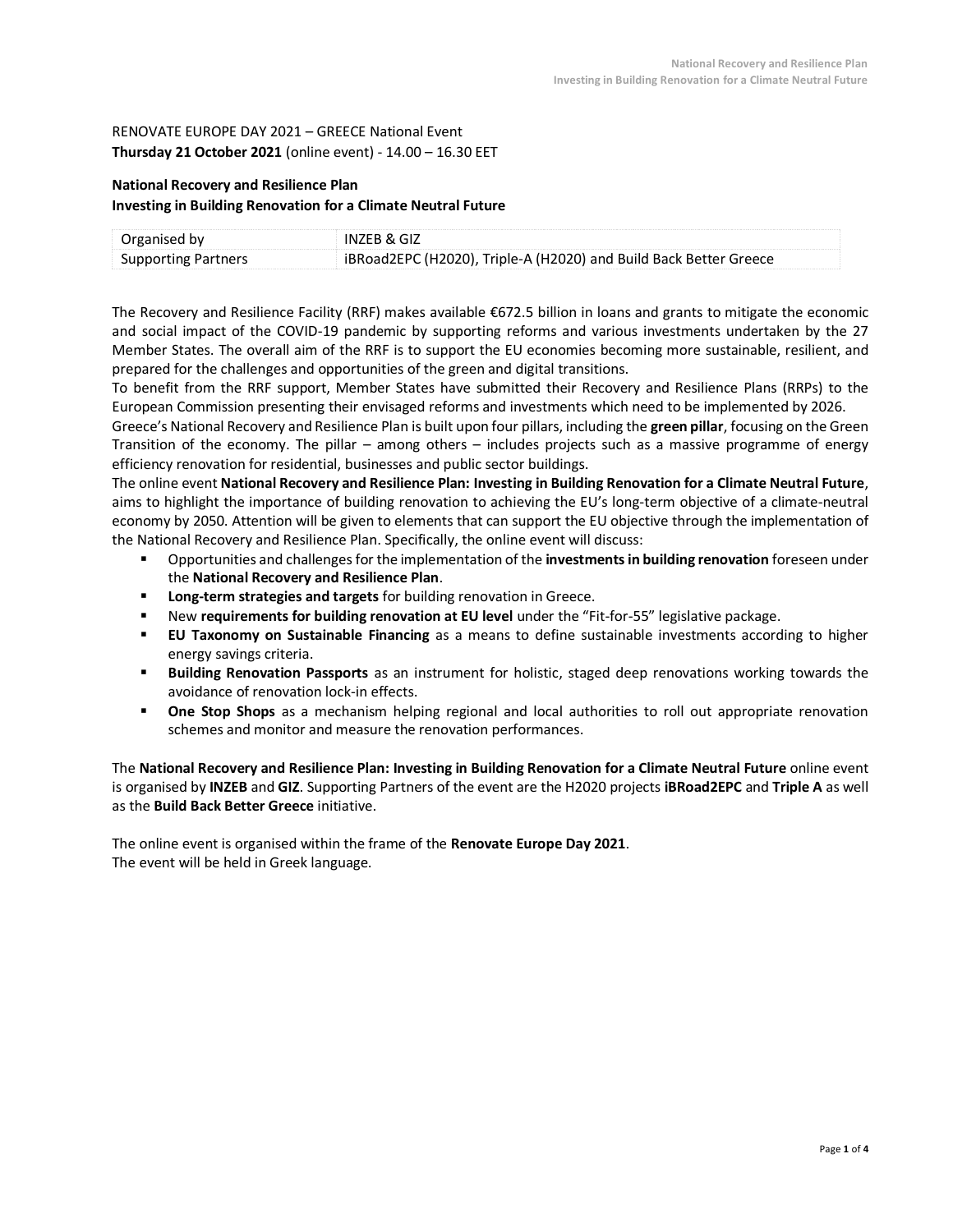RENOVATE EUROPE DAY 2021 – GREECE National Event
**Thursday 21 October 2021** (online event) - 14.00 – 16.30 EET

**National Recovery and Resilience Plan**
**Investing in Building Renovation for a Climate Neutral Future**

| Organised by | INZEB & GIZ |
|---|---|
| Supporting Partners | iBRoad2EPC (H2020), Triple-A (H2020) and Build Back Better Greece |

The Recovery and Resilience Facility (RRF) makes available €672.5 billion in loans and grants to mitigate the economic and social impact of the COVID-19 pandemic by supporting reforms and various investments undertaken by the 27 Member States. The overall aim of the RRF is to support the EU economies becoming more sustainable, resilient, and prepared for the challenges and opportunities of the green and digital transitions.
To benefit from the RRF support, Member States have submitted their Recovery and Resilience Plans (RRPs) to the European Commission presenting their envisaged reforms and investments which need to be implemented by 2026.
Greece's National Recovery and Resilience Plan is built upon four pillars, including the **green pillar**, focusing on the Green Transition of the economy. The pillar – among others – includes projects such as a massive programme of energy efficiency renovation for residential, businesses and public sector buildings.
The online event **National Recovery and Resilience Plan: Investing in Building Renovation for a Climate Neutral Future**, aims to highlight the importance of building renovation to achieving the EU's long-term objective of a climate-neutral economy by 2050. Attention will be given to elements that can support the EU objective through the implementation of the National Recovery and Resilience Plan. Specifically, the online event will discuss:

- Opportunities and challenges for the implementation of the **investments in building renovation** foreseen under the **National Recovery and Resilience Plan**.
- **Long-term strategies and targets** for building renovation in Greece.
- New **requirements for building renovation at EU level** under the "Fit-for-55" legislative package.
- **EU Taxonomy on Sustainable Financing** as a means to define sustainable investments according to higher energy savings criteria.
- **Building Renovation Passports** as an instrument for holistic, staged deep renovations working towards the avoidance of renovation lock-in effects.
- **One Stop Shops** as a mechanism helping regional and local authorities to roll out appropriate renovation schemes and monitor and measure the renovation performances.

The **National Recovery and Resilience Plan: Investing in Building Renovation for a Climate Neutral Future** online event is organised by **INZEB** and **GIZ**. Supporting Partners of the event are the H2020 projects **iBRoad2EPC** and **Triple A** as well as the **Build Back Better Greece** initiative.

The online event is organised within the frame of the **Renovate Europe Day 2021**.
The event will be held in Greek language.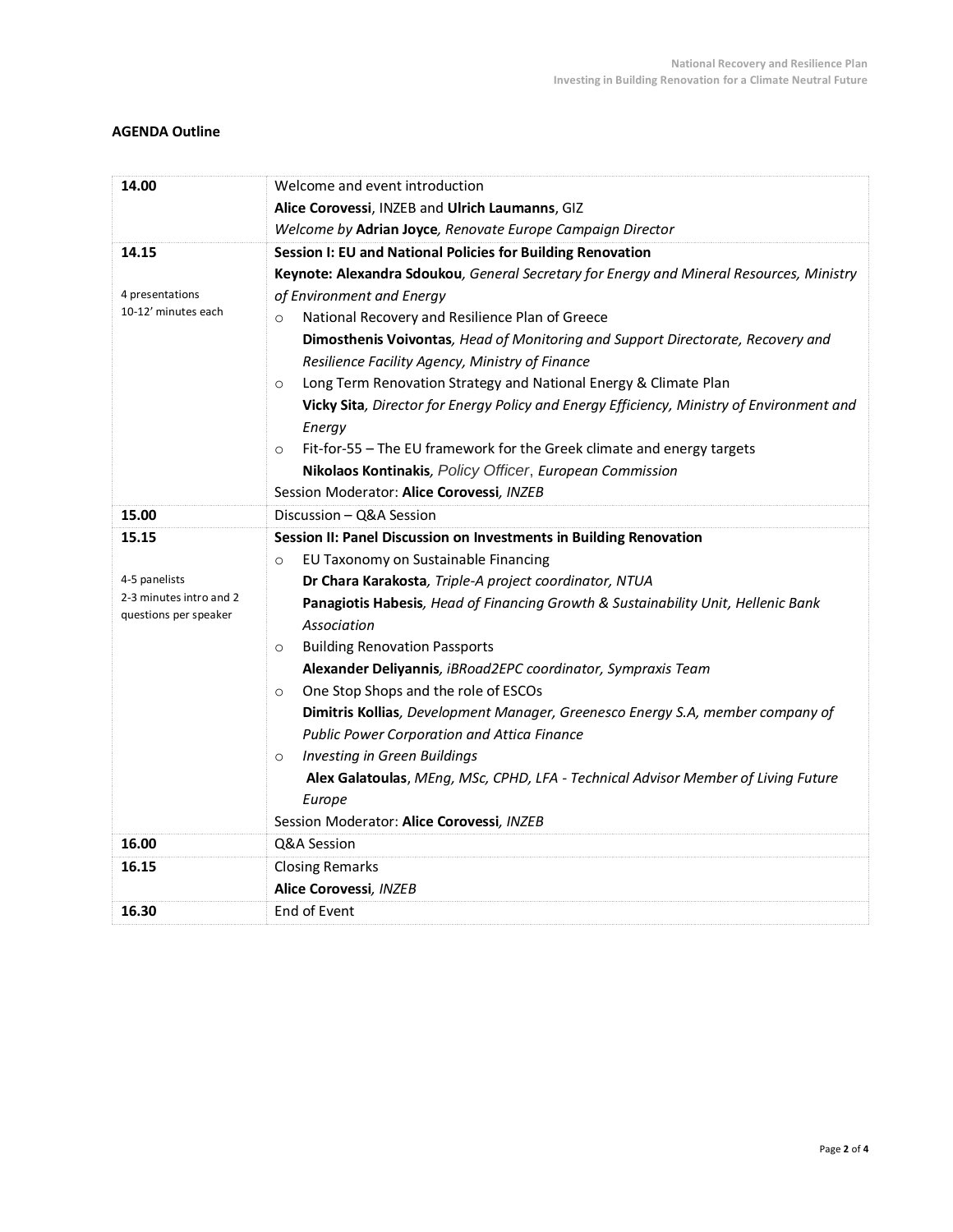**AGENDA Outline**

| | |
|---|---|
| **14.00** | Welcome and event introduction<br>**Alice Corovessi**, INZEB and **Ulrich Laumanns**, GIZ<br>*Welcome by* **Adrian Joyce***, Renovate Europe Campaign Director* |
| **14.15**<br><br>4 presentations<br>10-12' minutes each | **Session I: EU and National Policies for Building Renovation**<br>**Keynote: Alexandra Sdoukou***, General Secretary for Energy and Mineral Resources, Ministry of Environment and Energy*<br>○ National Recovery and Resilience Plan of Greece<br>**Dimosthenis Voivontas***, Head of Monitoring and Support Directorate, Recovery and Resilience Facility Agency, Ministry of Finance*<br>○ Long Term Renovation Strategy and National Energy & Climate Plan<br>**Vicky Sita***, Director for Energy Policy and Energy Efficiency, Ministry of Environment and Energy*<br>○ Fit-for-55 – The EU framework for the Greek climate and energy targets<br>**Nikolaos Kontinakis***, Policy Officer, European Commission*<br>Session Moderator: **Alice Corovessi***, INZEB* |
| **15.00** | Discussion – Q&A Session |
| **15.15**<br><br>4-5 panelists<br>2-3 minutes intro and 2 questions per speaker | **Session II: Panel Discussion on Investments in Building Renovation**<br>○ EU Taxonomy on Sustainable Financing<br>**Dr Chara Karakosta***, Triple-A project coordinator, NTUA*<br>**Panagiotis Habesis***, Head of Financing Growth & Sustainability Unit, Hellenic Bank Association*<br>○ Building Renovation Passports<br>**Alexander Deliyannis***, iBRoad2EPC coordinator, Sympraxis Team*<br>○ One Stop Shops and the role of ESCOs<br>**Dimitris Kollias***, Development Manager, Greenesco Energy S.A, member company of Public Power Corporation and Attica Finance*<br>○ *Investing in Green Buildings*<br>**Alex Galatoulas***, MEng, MSc, CPHD, LFA - Technical Advisor Member of Living Future Europe*<br>Session Moderator: **Alice Corovessi***, INZEB* |
| **16.00** | Q&A Session |
| **16.15** | Closing Remarks<br>**Alice Corovessi***, INZEB* |
| **16.30** | End of Event |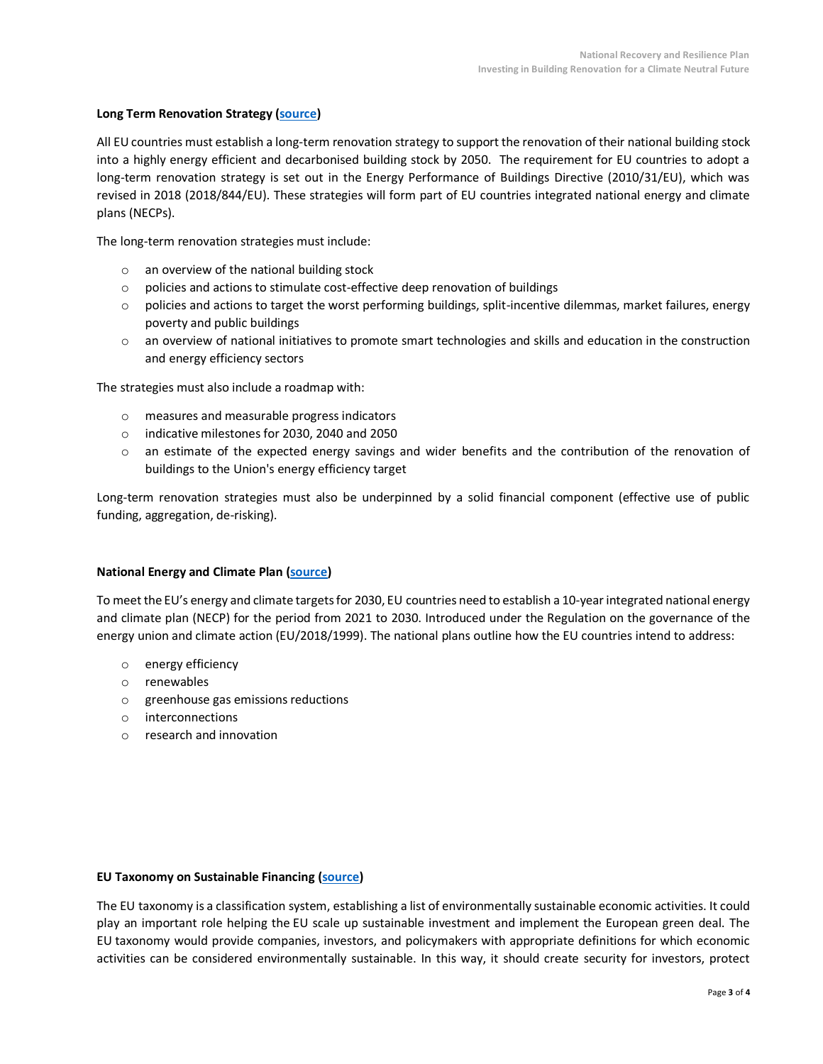**Long Term Renovation Strategy ([source](#))**

All EU countries must establish a long-term renovation strategy to support the renovation of their national building stock into a highly energy efficient and decarbonised building stock by 2050. The requirement for EU countries to adopt a long-term renovation strategy is set out in the Energy Performance of Buildings Directive (2010/31/EU), which was revised in 2018 (2018/844/EU). These strategies will form part of EU countries integrated national energy and climate plans (NECPs).

The long-term renovation strategies must include:

- an overview of the national building stock
- policies and actions to stimulate cost-effective deep renovation of buildings
- policies and actions to target the worst performing buildings, split-incentive dilemmas, market failures, energy poverty and public buildings
- an overview of national initiatives to promote smart technologies and skills and education in the construction and energy efficiency sectors

The strategies must also include a roadmap with:

- measures and measurable progress indicators
- indicative milestones for 2030, 2040 and 2050
- an estimate of the expected energy savings and wider benefits and the contribution of the renovation of buildings to the Union's energy efficiency target

Long-term renovation strategies must also be underpinned by a solid financial component (effective use of public funding, aggregation, de-risking).

**National Energy and Climate Plan ([source](#))**

To meet the EU's energy and climate targets for 2030, EU countries need to establish a 10-year integrated national energy and climate plan (NECP) for the period from 2021 to 2030. Introduced under the Regulation on the governance of the energy union and climate action (EU/2018/1999). The national plans outline how the EU countries intend to address:

- energy efficiency
- renewables
- greenhouse gas emissions reductions
- interconnections
- research and innovation

**EU Taxonomy on Sustainable Financing ([source](#))**

The EU taxonomy is a classification system, establishing a list of environmentally sustainable economic activities. It could play an important role helping the EU scale up sustainable investment and implement the European green deal. The EU taxonomy would provide companies, investors, and policymakers with appropriate definitions for which economic activities can be considered environmentally sustainable. In this way, it should create security for investors, protect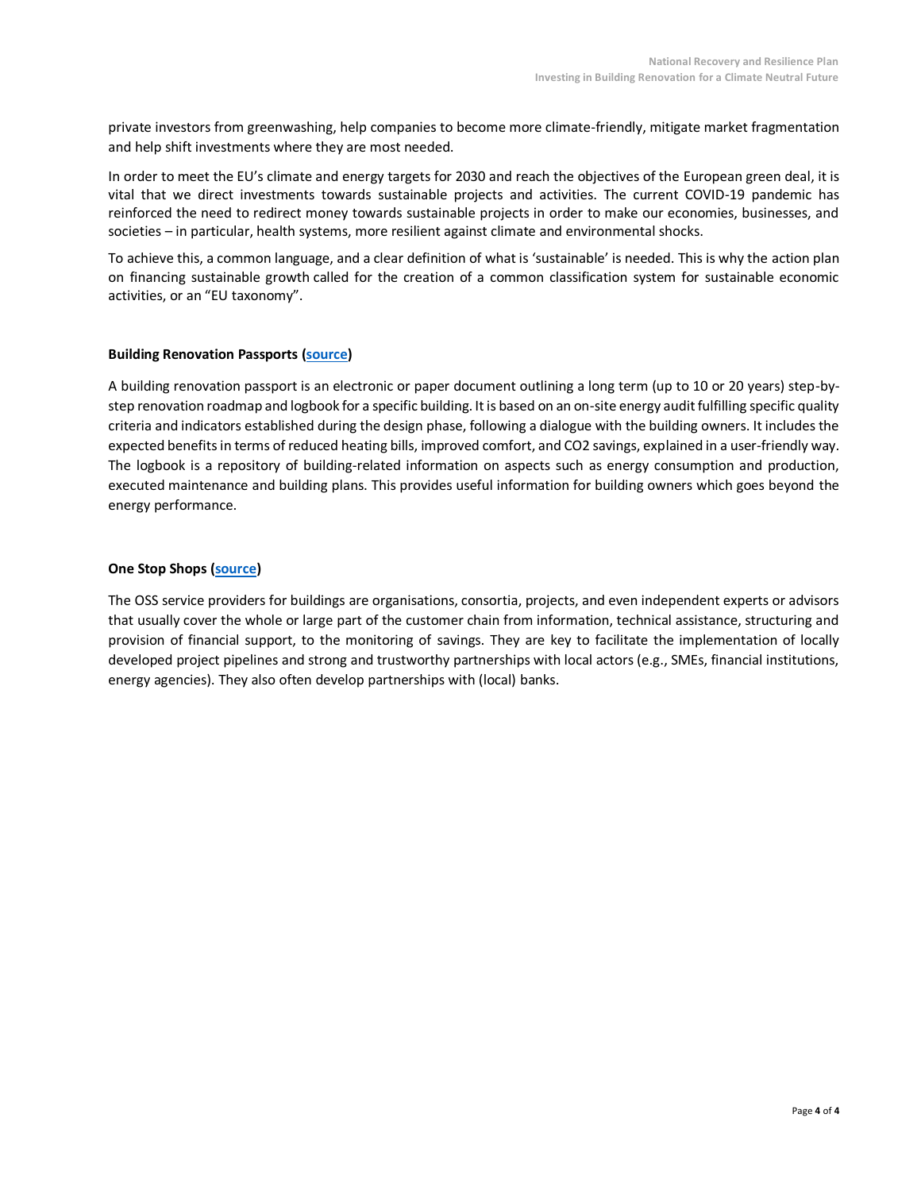private investors from greenwashing, help companies to become more climate-friendly, mitigate market fragmentation and help shift investments where they are most needed.

In order to meet the EU's climate and energy targets for 2030 and reach the objectives of the European green deal, it is vital that we direct investments towards sustainable projects and activities. The current COVID-19 pandemic has reinforced the need to redirect money towards sustainable projects in order to make our economies, businesses, and societies – in particular, health systems, more resilient against climate and environmental shocks.

To achieve this, a common language, and a clear definition of what is 'sustainable' is needed. This is why the action plan on financing sustainable growth called for the creation of a common classification system for sustainable economic activities, or an "EU taxonomy".

**Building Renovation Passports (source)**

A building renovation passport is an electronic or paper document outlining a long term (up to 10 or 20 years) step-by-step renovation roadmap and logbook for a specific building. It is based on an on-site energy audit fulfilling specific quality criteria and indicators established during the design phase, following a dialogue with the building owners. It includes the expected benefits in terms of reduced heating bills, improved comfort, and $CO_2$ savings, explained in a user-friendly way. The logbook is a repository of building-related information on aspects such as energy consumption and production, executed maintenance and building plans. This provides useful information for building owners which goes beyond the energy performance.

**One Stop Shops (source)**

The OSS service providers for buildings are organisations, consortia, projects, and even independent experts or advisors that usually cover the whole or large part of the customer chain from information, technical assistance, structuring and provision of financial support, to the monitoring of savings. They are key to facilitate the implementation of locally developed project pipelines and strong and trustworthy partnerships with local actors (e.g., SMEs, financial institutions, energy agencies). They also often develop partnerships with (local) banks.